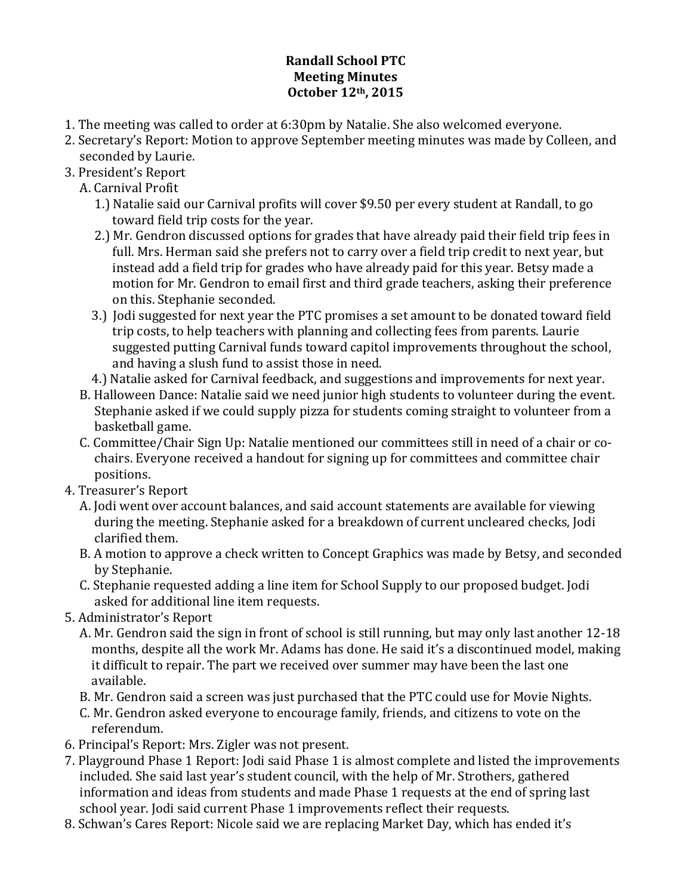**Randall School PTC**
**Meeting Minutes**
**October 12th, 2015**

1. The meeting was called to order at 6:30pm by Natalie. She also welcomed everyone.
2. Secretary's Report: Motion to approve September meeting minutes was made by Colleen, and seconded by Laurie.
3. President's Report
   A. Carnival Profit
      1.) Natalie said our Carnival profits will cover $9.50 per every student at Randall, to go toward field trip costs for the year.
      2.) Mr. Gendron discussed options for grades that have already paid their field trip fees in full. Mrs. Herman said she prefers not to carry over a field trip credit to next year, but instead add a field trip for grades who have already paid for this year. Betsy made a motion for Mr. Gendron to email first and third grade teachers, asking their preference on this. Stephanie seconded.
      3.) Jodi suggested for next year the PTC promises a set amount to be donated toward field trip costs, to help teachers with planning and collecting fees from parents. Laurie suggested putting Carnival funds toward capitol improvements throughout the school, and having a slush fund to assist those in need.
      4.) Natalie asked for Carnival feedback, and suggestions and improvements for next year.
   B. Halloween Dance: Natalie said we need junior high students to volunteer during the event. Stephanie asked if we could supply pizza for students coming straight to volunteer from a basketball game.
   C. Committee/Chair Sign Up: Natalie mentioned our committees still in need of a chair or co-chairs. Everyone received a handout for signing up for committees and committee chair positions.
4. Treasurer's Report
   A. Jodi went over account balances, and said account statements are available for viewing during the meeting. Stephanie asked for a breakdown of current uncleared checks, Jodi clarified them.
   B. A motion to approve a check written to Concept Graphics was made by Betsy, and seconded by Stephanie.
   C. Stephanie requested adding a line item for School Supply to our proposed budget. Jodi asked for additional line item requests.
5. Administrator's Report
   A. Mr. Gendron said the sign in front of school is still running, but may only last another 12-18 months, despite all the work Mr. Adams has done. He said it's a discontinued model, making it difficult to repair. The part we received over summer may have been the last one available.
   B. Mr. Gendron said a screen was just purchased that the PTC could use for Movie Nights.
   C. Mr. Gendron asked everyone to encourage family, friends, and citizens to vote on the referendum.
6. Principal's Report: Mrs. Zigler was not present.
7. Playground Phase 1 Report: Jodi said Phase 1 is almost complete and listed the improvements included. She said last year's student council, with the help of Mr. Strothers, gathered information and ideas from students and made Phase 1 requests at the end of spring last school year. Jodi said current Phase 1 improvements reflect their requests.
8. Schwan's Cares Report: Nicole said we are replacing Market Day, which has ended it's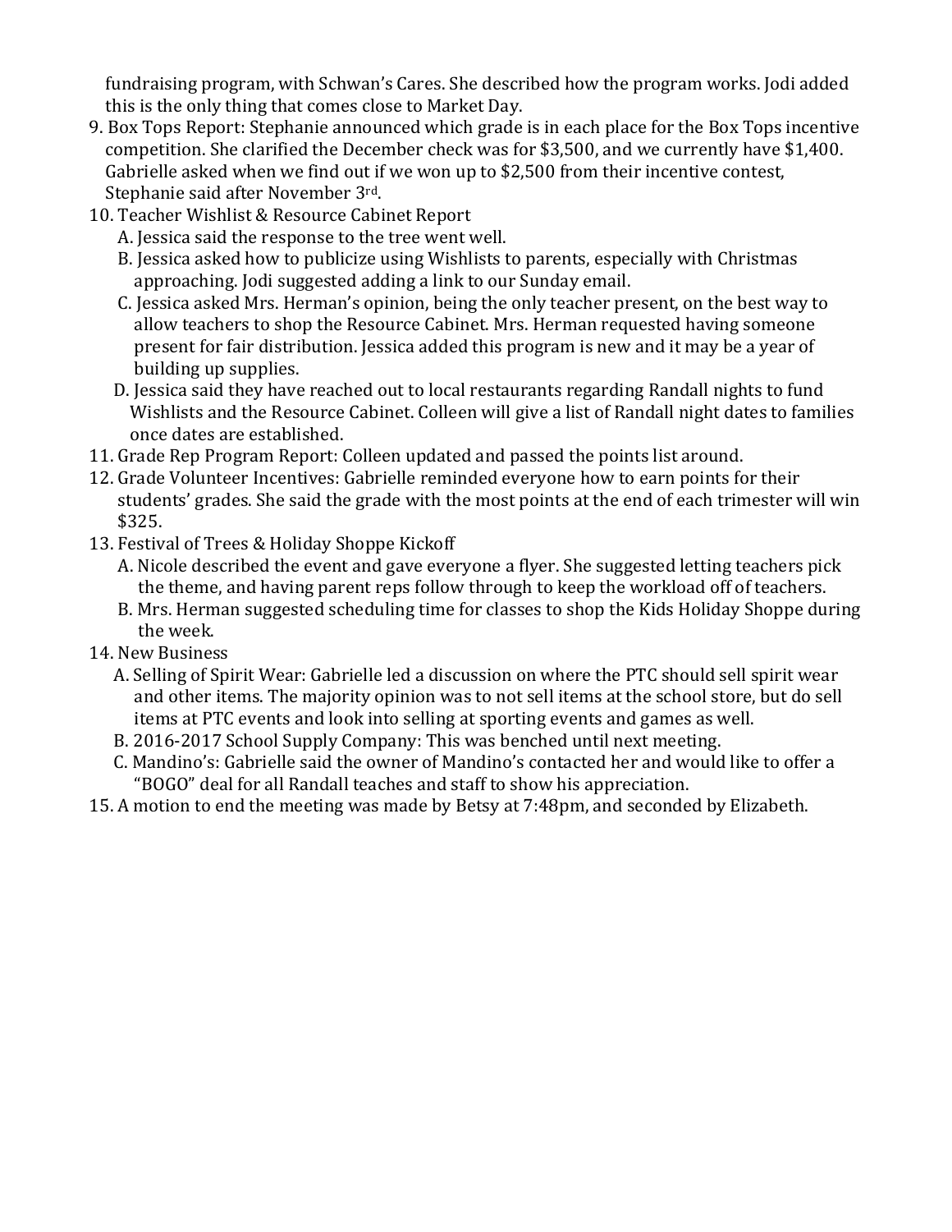fundraising program, with Schwan's Cares. She described how the program works. Jodi added this is the only thing that comes close to Market Day.

9. Box Tops Report: Stephanie announced which grade is in each place for the Box Tops incentive competition. She clarified the December check was for $3,500, and we currently have $1,400. Gabrielle asked when we find out if we won up to $2,500 from their incentive contest, Stephanie said after November 3rd.
10. Teacher Wishlist & Resource Cabinet Report
    - A. Jessica said the response to the tree went well.
    - B. Jessica asked how to publicize using Wishlists to parents, especially with Christmas approaching. Jodi suggested adding a link to our Sunday email.
    - C. Jessica asked Mrs. Herman's opinion, being the only teacher present, on the best way to allow teachers to shop the Resource Cabinet. Mrs. Herman requested having someone present for fair distribution. Jessica added this program is new and it may be a year of building up supplies.
    - D. Jessica said they have reached out to local restaurants regarding Randall nights to fund Wishlists and the Resource Cabinet. Colleen will give a list of Randall night dates to families once dates are established.
11. Grade Rep Program Report: Colleen updated and passed the points list around.
12. Grade Volunteer Incentives: Gabrielle reminded everyone how to earn points for their students' grades. She said the grade with the most points at the end of each trimester will win $325.
13. Festival of Trees & Holiday Shoppe Kickoff
    - A. Nicole described the event and gave everyone a flyer. She suggested letting teachers pick the theme, and having parent reps follow through to keep the workload off of teachers.
    - B. Mrs. Herman suggested scheduling time for classes to shop the Kids Holiday Shoppe during the week.
14. New Business
    - A. Selling of Spirit Wear: Gabrielle led a discussion on where the PTC should sell spirit wear and other items. The majority opinion was to not sell items at the school store, but do sell items at PTC events and look into selling at sporting events and games as well.
    - B. 2016-2017 School Supply Company: This was benched until next meeting.
    - C. Mandino's: Gabrielle said the owner of Mandino's contacted her and would like to offer a "BOGO" deal for all Randall teaches and staff to show his appreciation.
15. A motion to end the meeting was made by Betsy at 7:48pm, and seconded by Elizabeth.